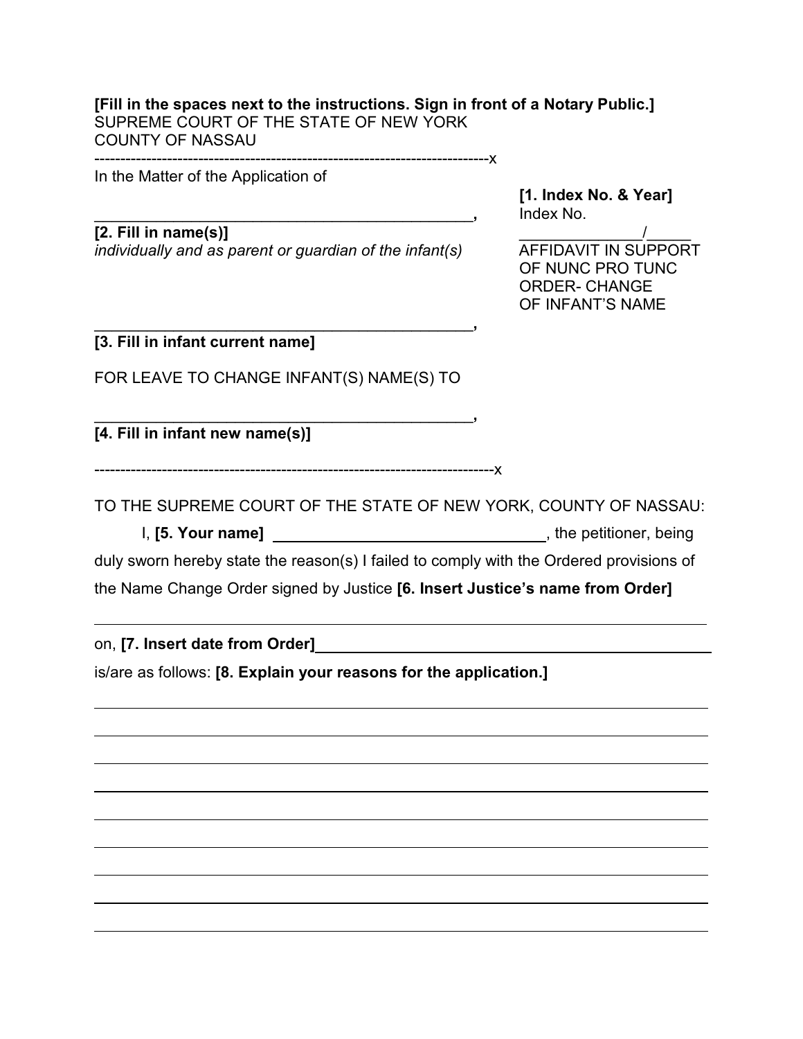**[Fill in the spaces next to the instructions. Sign in front of a Notary Public.]**
SUPREME COURT OF THE STATE OF NEW YORK
COUNTY OF NASSAU

----------------------------------------------------------------------------x

In the Matter of the Application of

______________________________________________,
**[2. Fill in name(s)]**
*individually and as parent or guardian of the infant(s)*

**[1. Index No. & Year]**
Index No.
______________/_____

AFFIDAVIT IN SUPPORT OF NUNC PRO TUNC ORDER- CHANGE OF INFANT'S NAME

______________________________________________,
**[3. Fill in infant current name]**

FOR LEAVE TO CHANGE INFANT(S) NAME(S) TO

______________________________________________,
**[4. Fill in infant new name(s)]**

----------------------------------------------------------------------------x

TO THE SUPREME COURT OF THE STATE OF NEW YORK, COUNTY OF NASSAU:

I, **[5. Your name]** ________________________________, the petitioner, being duly sworn hereby state the reason(s) I failed to comply with the Ordered provisions of the Name Change Order signed by Justice **[6. Insert Justice's name from Order]**

______________________________________________________________________

on, **[7. Insert date from Order]**_______________________________________________

is/are as follows: **[8. Explain your reasons for the application.]**

______________________________________________________________________

______________________________________________________________________

______________________________________________________________________

______________________________________________________________________

______________________________________________________________________

______________________________________________________________________

______________________________________________________________________

______________________________________________________________________

______________________________________________________________________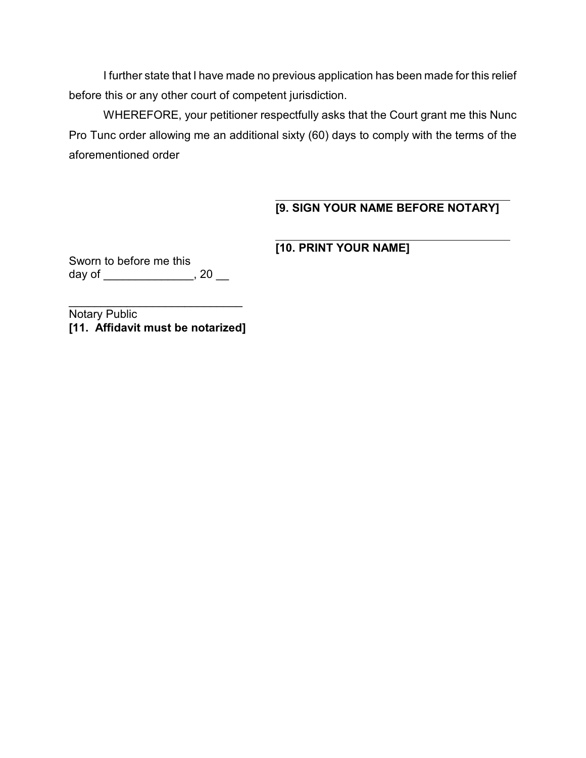I further state that I have made no previous application has been made for this relief before this or any other court of competent jurisdiction.

WHEREFORE, your petitioner respectfully asks that the Court grant me this Nunc Pro Tunc order allowing me an additional sixty (60) days to comply with the terms of the aforementioned order

\_\_\_\_\_\_\_\_\_\_\_\_\_\_\_\_\_\_\_\_\_\_\_\_\_\_\_\_\_\_\_\_\_\_\_\_\_\_\_\_
**[9. SIGN YOUR NAME BEFORE NOTARY]**

\_\_\_\_\_\_\_\_\_\_\_\_\_\_\_\_\_\_\_\_\_\_\_\_\_\_\_\_\_\_\_\_\_\_\_\_\_\_\_\_
**[10. PRINT YOUR NAME]**

Sworn to before me this
day of ______________, 20 __

\_\_\_\_\_\_\_\_\_\_\_\_\_\_\_\_\_\_\_\_\_\_\_\_\_\_\_\_
Notary Public
**[11. Affidavit must be notarized]**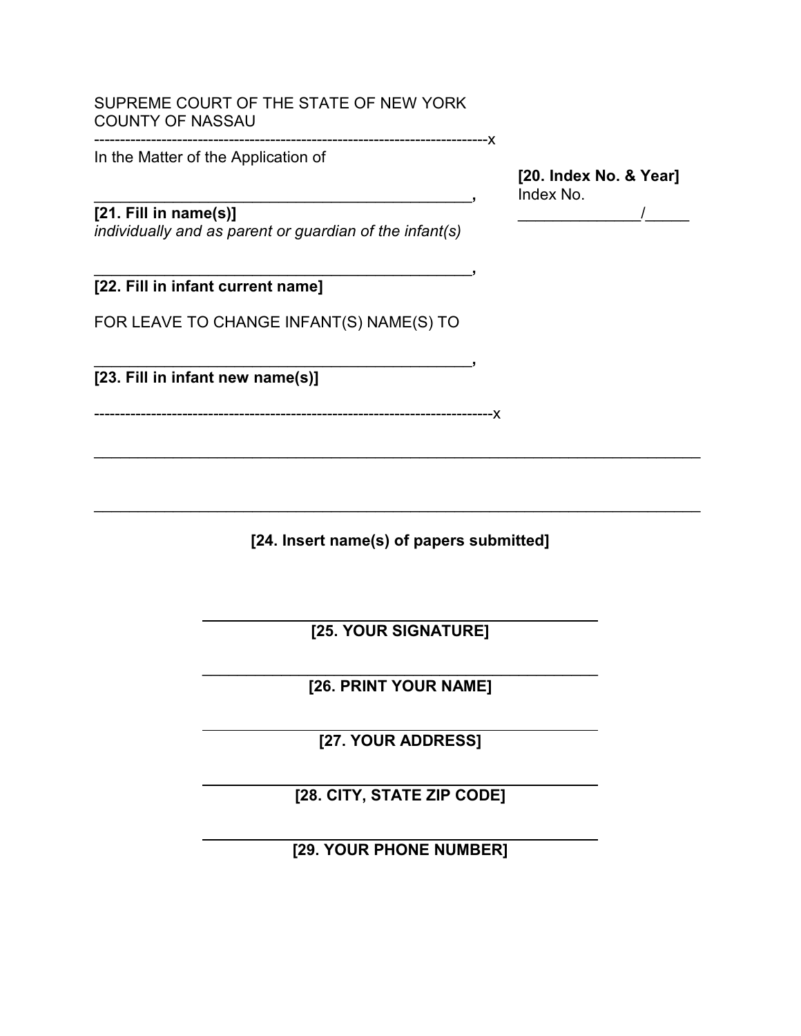SUPREME COURT OF THE STATE OF NEW YORK
COUNTY OF NASSAU

----------------------------------------------------------------------------x

In the Matter of the Application of

_______________________________________________,
**[21. Fill in name(s)]**
*individually and as parent or guardian of the infant(s)*

**[20. Index No. & Year]**
Index No.
______________/_____

_______________________________________________,
**[22. Fill in infant current name]**

FOR LEAVE TO CHANGE INFANT(S) NAME(S) TO

_______________________________________________,
**[23. Fill in infant new name(s)]**

----------------------------------------------------------------------------x

_____________________________________________________________________________

_____________________________________________________________________________

**[24. Insert name(s) of papers submitted]**

_______________________________________________
**[25. YOUR SIGNATURE]**

_______________________________________________
**[26. PRINT YOUR NAME]**

_______________________________________________
**[27. YOUR ADDRESS]**

_______________________________________________
**[28. CITY, STATE ZIP CODE]**

_______________________________________________
**[29. YOUR PHONE NUMBER]**